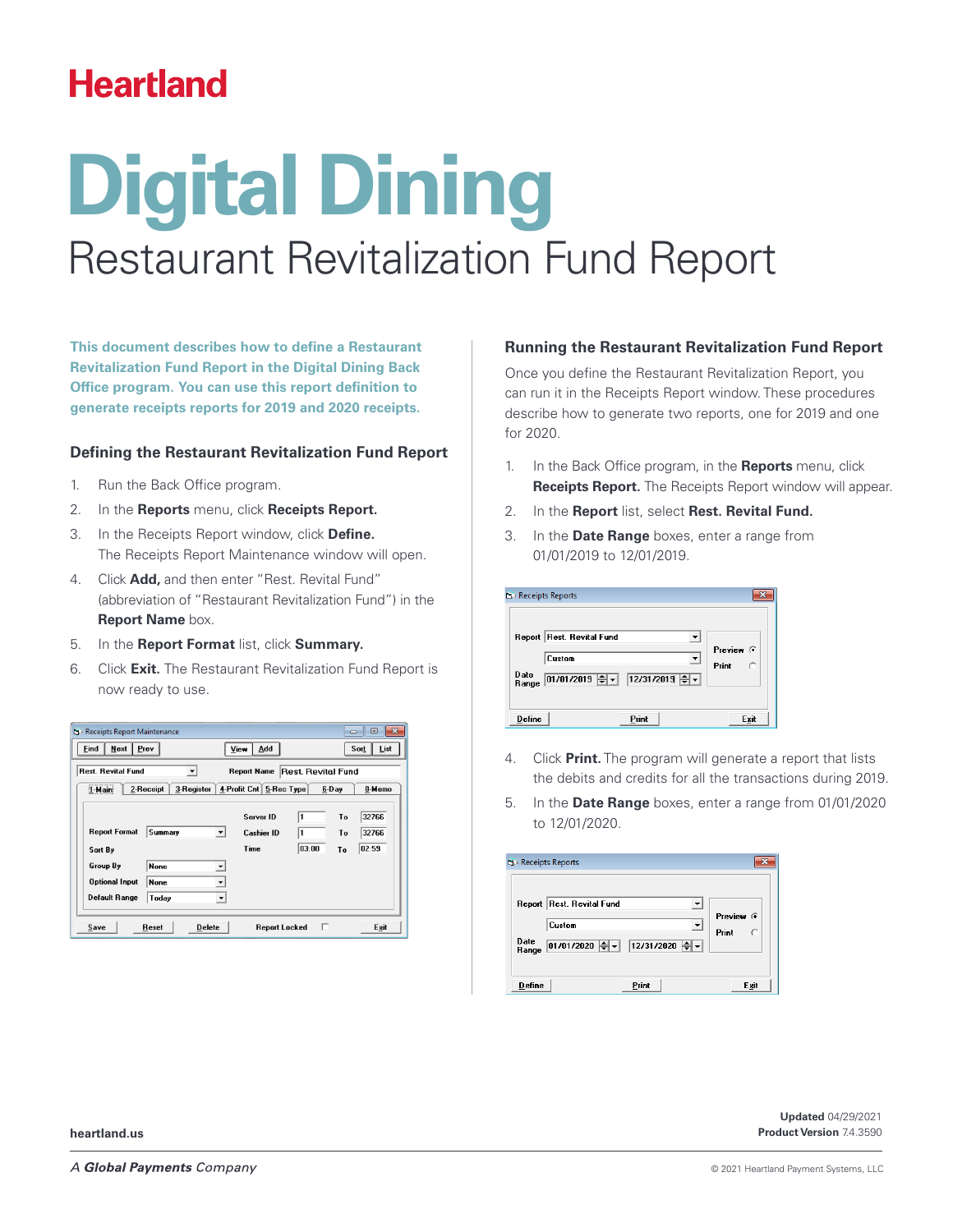Heartland

# Digital Dining

## Restaurant Revitalization Fund Report

**This document describes how to define a Restaurant Revitalization Fund Report in the Digital Dining Back Office program. You can use this report definition to generate receipts reports for 2019 and 2020 receipts.**

### Defining the Restaurant Revitalization Fund Report

1. Run the Back Office program.
2. In the **Reports** menu, click **Receipts Report.**
3. In the Receipts Report window, click **Define.** The Receipts Report Maintenance window will open.
4. Click **Add,** and then enter "Rest. Revital Fund" (abbreviation of "Restaurant Revitalization Fund") in the **Report Name** box.
5. In the **Report Format** list, click **Summary.**
6. Click **Exit.** The Restaurant Revitalization Fund Report is now ready to use.

### Running the Restaurant Revitalization Fund Report

Once you define the Restaurant Revitalization Report, you can run it in the Receipts Report window. These procedures describe how to generate two reports, one for 2019 and one for 2020.

1. In the Back Office program, in the **Reports** menu, click **Receipts Report.** The Receipts Report window will appear.
2. In the **Report** list, select **Rest. Revital Fund.**
3. In the **Date Range** boxes, enter a range from 01/01/2019 to 12/01/2019.
4. Click **Print.** The program will generate a report that lists the debits and credits for all the transactions during 2019.
5. In the **Date Range** boxes, enter a range from 01/01/2020 to 12/01/2020.

heartland.us

**Updated** 04/29/2021
**Product Version** 7.4.3590

*A **Global Payments** Company*

© 2021 Heartland Payment Systems, LLC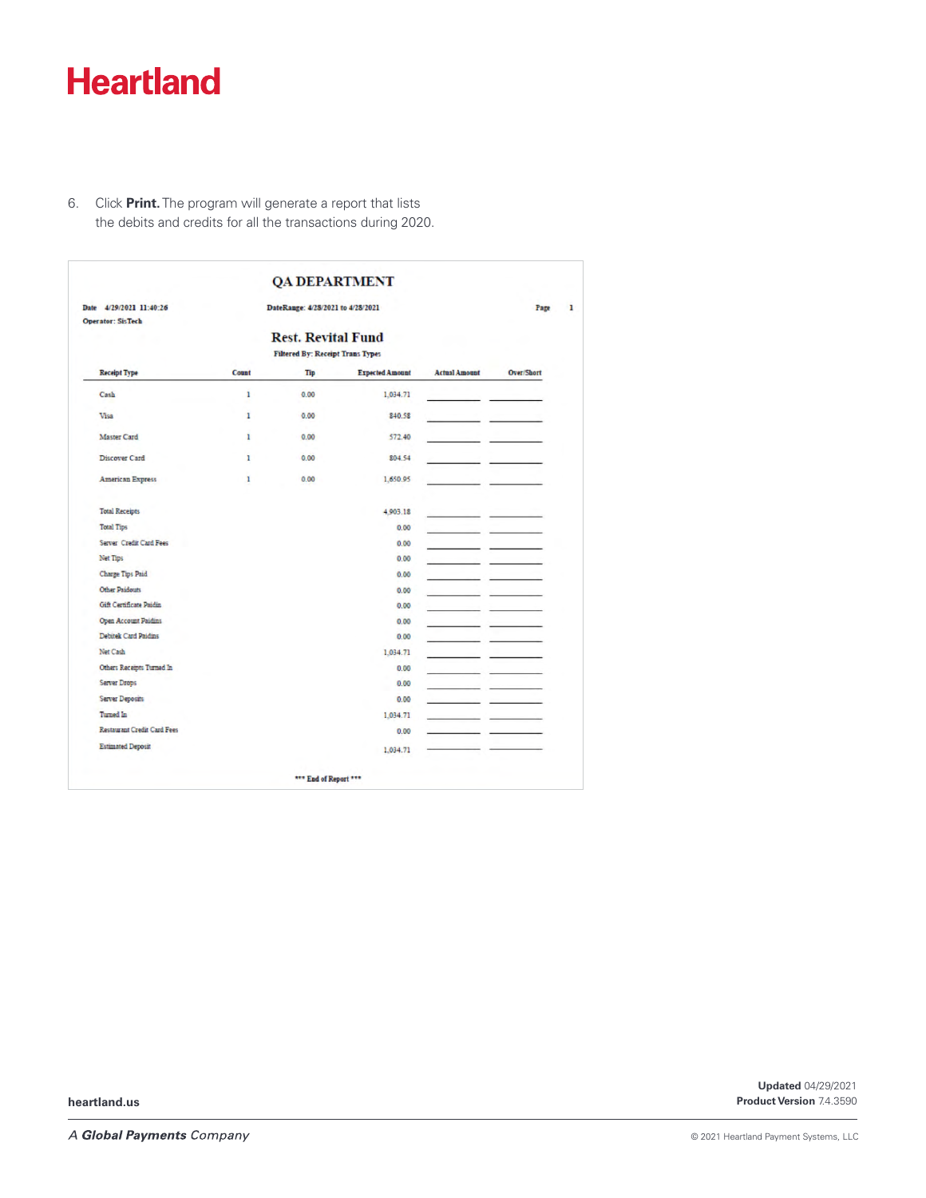6. Click **Print.** The program will generate a report that lists the debits and credits for all the transactions during 2020.

**QA DEPARTMENT**

Date 4/29/2021 11:40:26 DateRange: 4/28/2021 to 4/28/2021 Page 1

Operator: SisTech

**Rest. Revital Fund**

Filtered By: Receipt Trans Types

| Receipt Type | Count | Tip | Expected Amount | Actual Amount | Over/Short |
|---|---|---|---|---|---|
| Cash | 1 | 0.00 | 1,034.71 | | |
| Visa | 1 | 0.00 | 840.58 | | |
| Master Card | 1 | 0.00 | 572.40 | | |
| Discover Card | 1 | 0.00 | 804.54 | | |
| American Express | 1 | 0.00 | 1,650.95 | | |
| Total Receipts | | | 4,903.18 | | |
| Total Tips | | | 0.00 | | |
| Server Credit Card Fees | | | 0.00 | | |
| Net Tips | | | 0.00 | | |
| Charge Tips Paid | | | 0.00 | | |
| Other Paidouts | | | 0.00 | | |
| Gift Certificate Paidin | | | 0.00 | | |
| Open Account Paidins | | | 0.00 | | |
| Debitek Card Paidins | | | 0.00 | | |
| Net Cash | | | 1,034.71 | | |
| Others Receipts Turned In | | | 0.00 | | |
| Server Drops | | | 0.00 | | |
| Server Deposits | | | 0.00 | | |
| Turned In | | | 1,034.71 | | |
| Restaurant Credit Card Fees | | | 0.00 | | |
| Estimated Deposit | | | 1,034.71 | | |

*** End of Report ***